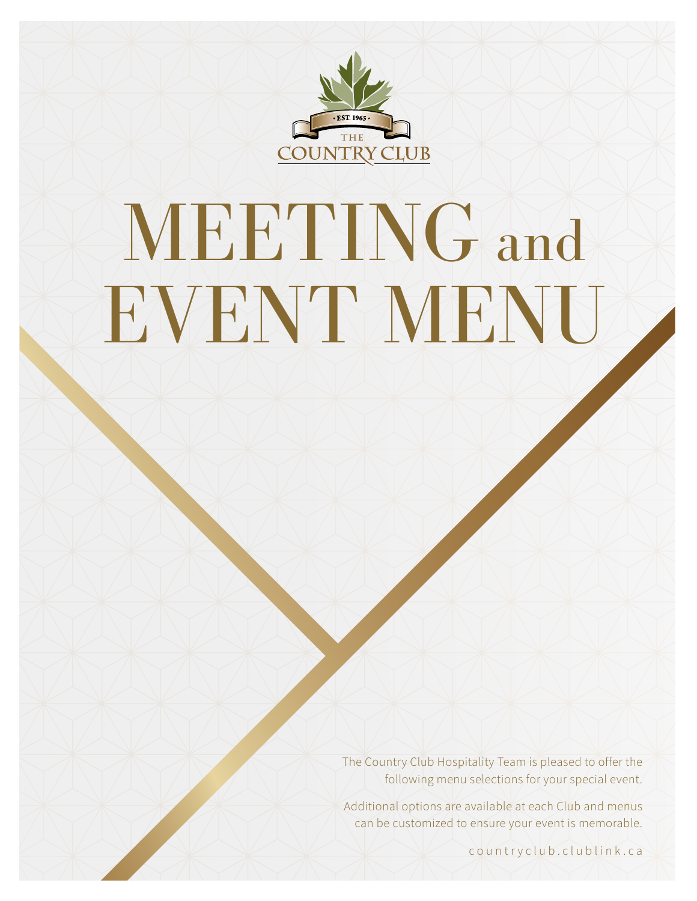· EST. 1965 ·

THE COUNTRY CLUB

# MEETING and EVENT MENU

The Country Club Hospitality Team is pleased to offer the following menu selections for your special event.

Additional options are available at each Club and menus can be customized to ensure your event is memorable.

countryclub.clublink.ca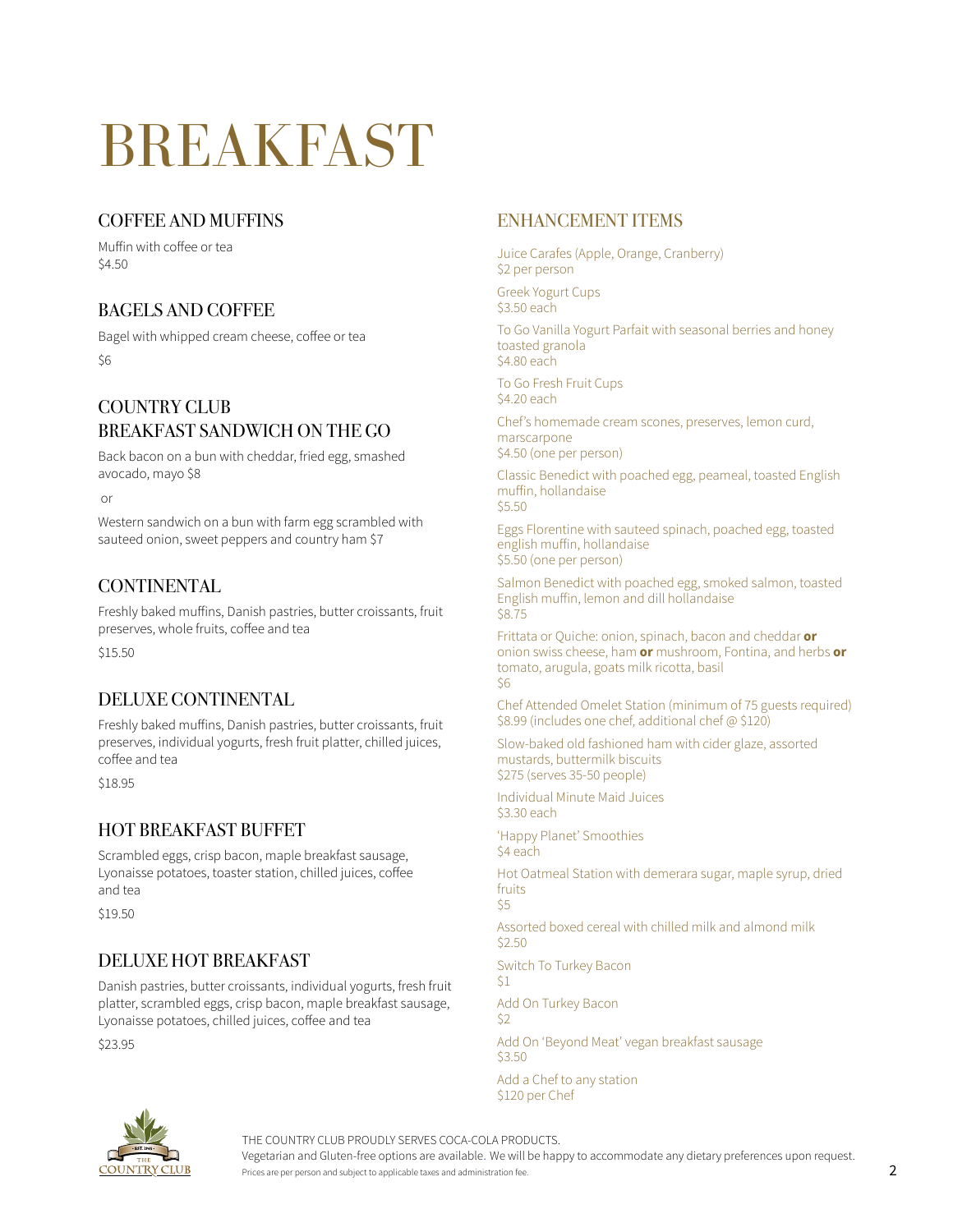# BREAKFAST

## COFFEE AND MUFFINS

Muffin with coffee or tea
$4.50

## BAGELS AND COFFEE

Bagel with whipped cream cheese, coffee or tea

$6

## COUNTRY CLUB BREAKFAST SANDWICH ON THE GO

Back bacon on a bun with cheddar, fried egg, smashed avocado, mayo $8

or

Western sandwich on a bun with farm egg scrambled with sauteed onion, sweet peppers and country ham $7

## CONTINENTAL

Freshly baked muffins, Danish pastries, butter croissants, fruit preserves, whole fruits, coffee and tea

$15.50

## DELUXE CONTINENTAL

Freshly baked muffins, Danish pastries, butter croissants, fruit preserves, individual yogurts, fresh fruit platter, chilled juices, coffee and tea

$18.95

## HOT BREAKFAST BUFFET

Scrambled eggs, crisp bacon, maple breakfast sausage, Lyonaisse potatoes, toaster station, chilled juices, coffee and tea

$19.50

## DELUXE HOT BREAKFAST

Danish pastries, butter croissants, individual yogurts, fresh fruit platter, scrambled eggs, crisp bacon, maple breakfast sausage, Lyonaisse potatoes, chilled juices, coffee and tea

$23.95

## ENHANCEMENT ITEMS

Juice Carafes (Apple, Orange, Cranberry)
$2 per person

Greek Yogurt Cups
$3.50 each

To Go Vanilla Yogurt Parfait with seasonal berries and honey toasted granola
$4.80 each

To Go Fresh Fruit Cups
$4.20 each

Chef's homemade cream scones, preserves, lemon curd, marscarpone
$4.50 (one per person)

Classic Benedict with poached egg, peameal, toasted English muffin, hollandaise
$5.50

Eggs Florentine with sauteed spinach, poached egg, toasted english muffin, hollandaise
$5.50 (one per person)

Salmon Benedict with poached egg, smoked salmon, toasted English muffin, lemon and dill hollandaise
$8.75

Frittata or Quiche: onion, spinach, bacon and cheddar **or** onion swiss cheese, ham **or** mushroom, Fontina, and herbs **or** tomato, arugula, goats milk ricotta, basil
$6

Chef Attended Omelet Station (minimum of 75 guests required)
$8.99 (includes one chef, additional chef @ $120)

Slow-baked old fashioned ham with cider glaze, assorted mustards, buttermilk biscuits
$275 (serves 35-50 people)

Individual Minute Maid Juices
$3.30 each

'Happy Planet' Smoothies
$4 each

Hot Oatmeal Station with demerara sugar, maple syrup, dried fruits
$5

Assorted boxed cereal with chilled milk and almond milk
$2.50

Switch To Turkey Bacon
$1

Add On Turkey Bacon
$2

Add On 'Beyond Meat' vegan breakfast sausage
$3.50

Add a Chef to any station
$120 per Chef

THE COUNTRY CLUB PROUDLY SERVES COCA-COLA PRODUCTS.
Vegetarian and Gluten-free options are available. We will be happy to accommodate any dietary preferences upon request.
Prices are per person and subject to applicable taxes and administration fee.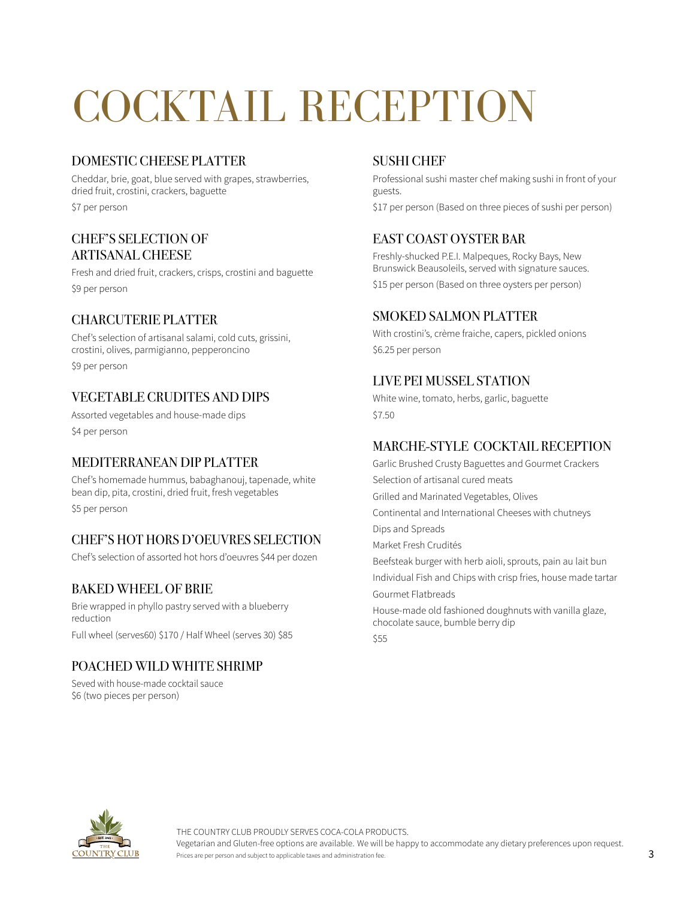# COCKTAIL RECEPTION

## DOMESTIC CHEESE PLATTER

Cheddar, brie, goat, blue served with grapes, strawberries, dried fruit, crostini, crackers, baguette

$7 per person

## CHEF'S SELECTION OF ARTISANAL CHEESE

Fresh and dried fruit, crackers, crisps, crostini and baguette

$9 per person

## CHARCUTERIE PLATTER

Chef's selection of artisanal salami, cold cuts, grissini, crostini, olives, parmigianno, pepperoncino

$9 per person

## VEGETABLE CRUDITES AND DIPS

Assorted vegetables and house-made dips

$4 per person

## MEDITERRANEAN DIP PLATTER

Chef's homemade hummus, babaghanouj, tapenade, white bean dip, pita, crostini, dried fruit, fresh vegetables

$5 per person

## CHEF'S HOT HORS D'OEUVRES SELECTION

Chef's selection of assorted hot hors d'oeuvres $44 per dozen

## BAKED WHEEL OF BRIE

Brie wrapped in phyllo pastry served with a blueberry reduction

Full wheel (serves60) $170 / Half Wheel (serves 30) $85

## POACHED WILD WHITE SHRIMP

Seved with house-made cocktail sauce
$6 (two pieces per person)

## SUSHI CHEF

Professional sushi master chef making sushi in front of your guests.

$17 per person (Based on three pieces of sushi per person)

## EAST COAST OYSTER BAR

Freshly-shucked P.E.I. Malpeques, Rocky Bays, New Brunswick Beausoleils, served with signature sauces.

$15 per person (Based on three oysters per person)

## SMOKED SALMON PLATTER

With crostini's, crème fraiche, capers, pickled onions

$6.25 per person

## LIVE PEI MUSSEL STATION

White wine, tomato, herbs, garlic, baguette

$7.50

## MARCHE-STYLE COCKTAIL RECEPTION

Garlic Brushed Crusty Baguettes and Gourmet Crackers

Selection of artisanal cured meats

Grilled and Marinated Vegetables, Olives

Continental and International Cheeses with chutneys

Dips and Spreads

Market Fresh Crudités

Beefsteak burger with herb aioli, sprouts, pain au lait bun

Individual Fish and Chips with crisp fries, house made tartar

Gourmet Flatbreads

House-made old fashioned doughnuts with vanilla glaze, chocolate sauce, bumble berry dip

$55

THE COUNTRY CLUB PROUDLY SERVES COCA-COLA PRODUCTS.
Vegetarian and Gluten-free options are available. We will be happy to accommodate any dietary preferences upon request.
Prices are per person and subject to applicable taxes and administration fee.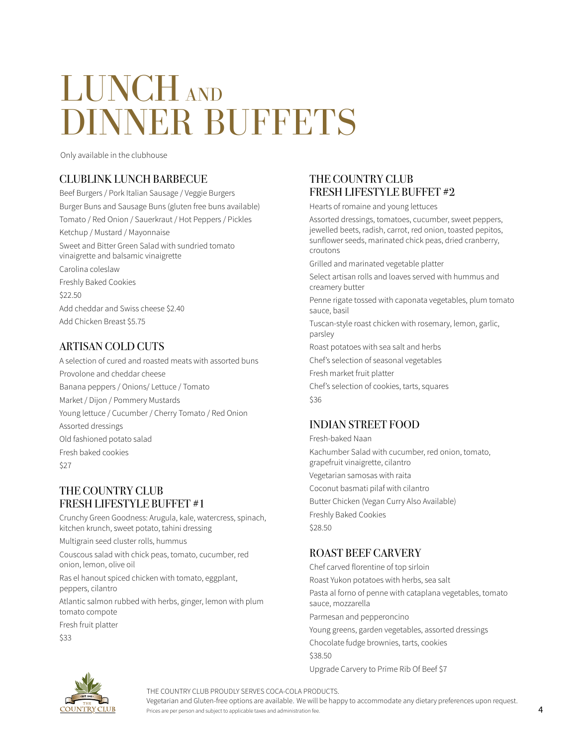# LUNCH AND DINNER BUFFETS

Only available in the clubhouse

## CLUBLINK LUNCH BARBECUE

Beef Burgers / Pork Italian Sausage / Veggie Burgers

Burger Buns and Sausage Buns (gluten free buns available)

Tomato / Red Onion / Sauerkraut / Hot Peppers / Pickles

Ketchup / Mustard / Mayonnaise

Sweet and Bitter Green Salad with sundried tomato vinaigrette and balsamic vinaigrette

Carolina coleslaw

Freshly Baked Cookies

$22.50

Add cheddar and Swiss cheese $2.40

Add Chicken Breast $5.75

## ARTISAN COLD CUTS

A selection of cured and roasted meats with assorted buns

Provolone and cheddar cheese

Banana peppers / Onions/ Lettuce / Tomato

Market / Dijon / Pommery Mustards

Young lettuce / Cucumber / Cherry Tomato / Red Onion

Assorted dressings

Old fashioned potato salad

Fresh baked cookies

$27

## THE COUNTRY CLUB FRESH LIFESTYLE BUFFET #1

Crunchy Green Goodness: Arugula, kale, watercress, spinach, kitchen krunch, sweet potato, tahini dressing

Multigrain seed cluster rolls, hummus

Couscous salad with chick peas, tomato, cucumber, red onion, lemon, olive oil

Ras el hanout spiced chicken with tomato, eggplant, peppers, cilantro

Atlantic salmon rubbed with herbs, ginger, lemon with plum tomato compote

Fresh fruit platter

$33

## THE COUNTRY CLUB FRESH LIFESTYLE BUFFET #2

Hearts of romaine and young lettuces

Assorted dressings, tomatoes, cucumber, sweet peppers, jewelled beets, radish, carrot, red onion, toasted pepitos, sunflower seeds, marinated chick peas, dried cranberry, croutons

Grilled and marinated vegetable platter

Select artisan rolls and loaves served with hummus and creamery butter

Penne rigate tossed with caponata vegetables, plum tomato sauce, basil

Tuscan-style roast chicken with rosemary, lemon, garlic, parsley

Roast potatoes with sea salt and herbs

Chef's selection of seasonal vegetables

Fresh market fruit platter

Chef's selection of cookies, tarts, squares

$36

## INDIAN STREET FOOD

Fresh-baked Naan

Kachumber Salad with cucumber, red onion, tomato, grapefruit vinaigrette, cilantro

Vegetarian samosas with raita

Coconut basmati pilaf with cilantro

Butter Chicken (Vegan Curry Also Available)

Freshly Baked Cookies

$28.50

## ROAST BEEF CARVERY

Chef carved florentine of top sirloin

Roast Yukon potatoes with herbs, sea salt

Pasta al forno of penne with cataplana vegetables, tomato sauce, mozzarella

Parmesan and pepperoncino

Young greens, garden vegetables, assorted dressings

Chocolate fudge brownies, tarts, cookies

$38.50

Upgrade Carvery to Prime Rib Of Beef $7

THE COUNTRY CLUB PROUDLY SERVES COCA-COLA PRODUCTS.

Vegetarian and Gluten-free options are available. We will be happy to accommodate any dietary preferences upon request.

Prices are per person and subject to applicable taxes and administration fee.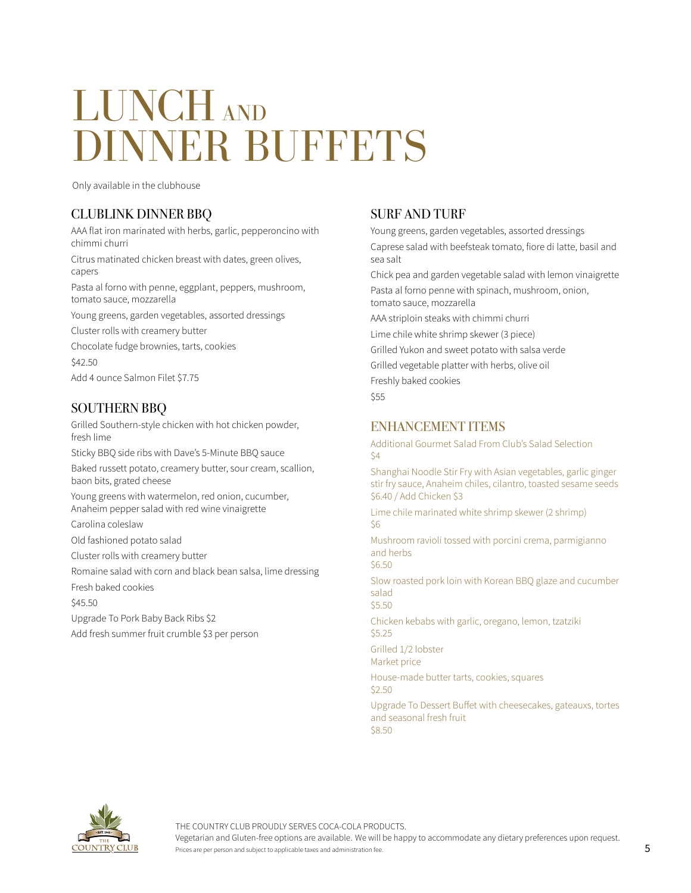# LUNCH AND DINNER BUFFETS

Only available in the clubhouse

## CLUBLINK DINNER BBQ

AAA flat iron marinated with herbs, garlic, pepperoncino with chimmi churri

Citrus matinated chicken breast with dates, green olives, capers

Pasta al forno with penne, eggplant, peppers, mushroom, tomato sauce, mozzarella

Young greens, garden vegetables, assorted dressings

Cluster rolls with creamery butter

Chocolate fudge brownies, tarts, cookies

$42.50

Add 4 ounce Salmon Filet $7.75

## SOUTHERN BBQ

Grilled Southern-style chicken with hot chicken powder, fresh lime

Sticky BBQ side ribs with Dave's 5-Minute BBQ sauce

Baked russett potato, creamery butter, sour cream, scallion, baon bits, grated cheese

Young greens with watermelon, red onion, cucumber, Anaheim pepper salad with red wine vinaigrette

Carolina coleslaw

Old fashioned potato salad

Cluster rolls with creamery butter

Romaine salad with corn and black bean salsa, lime dressing

Fresh baked cookies

$45.50

Upgrade To Pork Baby Back Ribs $2

Add fresh summer fruit crumble $3 per person

## SURF AND TURF

Young greens, garden vegetables, assorted dressings

Caprese salad with beefsteak tomato, fiore di latte, basil and sea salt

Chick pea and garden vegetable salad with lemon vinaigrette

Pasta al forno penne with spinach, mushroom, onion, tomato sauce, mozzarella

AAA striploin steaks with chimmi churri

Lime chile white shrimp skewer (3 piece)

Grilled Yukon and sweet potato with salsa verde

Grilled vegetable platter with herbs, olive oil

Freshly baked cookies

$55

## ENHANCEMENT ITEMS

Additional Gourmet Salad From Club's Salad Selection
$4

Shanghai Noodle Stir Fry with Asian vegetables, garlic ginger stir fry sauce, Anaheim chiles, cilantro, toasted sesame seeds
$6.40 / Add Chicken $3

Lime chile marinated white shrimp skewer (2 shrimp)
$6

Mushroom ravioli tossed with porcini crema, parmigianno and herbs
$6.50

Slow roasted pork loin with Korean BBQ glaze and cucumber salad
$5.50

Chicken kebabs with garlic, oregano, lemon, tzatziki
$5.25

Grilled 1/2 lobster
Market price

House-made butter tarts, cookies, squares
$2.50

Upgrade To Dessert Buffet with cheesecakes, gateaux, tortes and seasonal fresh fruit
$8.50

THE COUNTRY CLUB PROUDLY SERVES COCA-COLA PRODUCTS.
Vegetarian and Gluten-free options are available. We will be happy to accommodate any dietary preferences upon request.
Prices are per person and subject to applicable taxes and administration fee.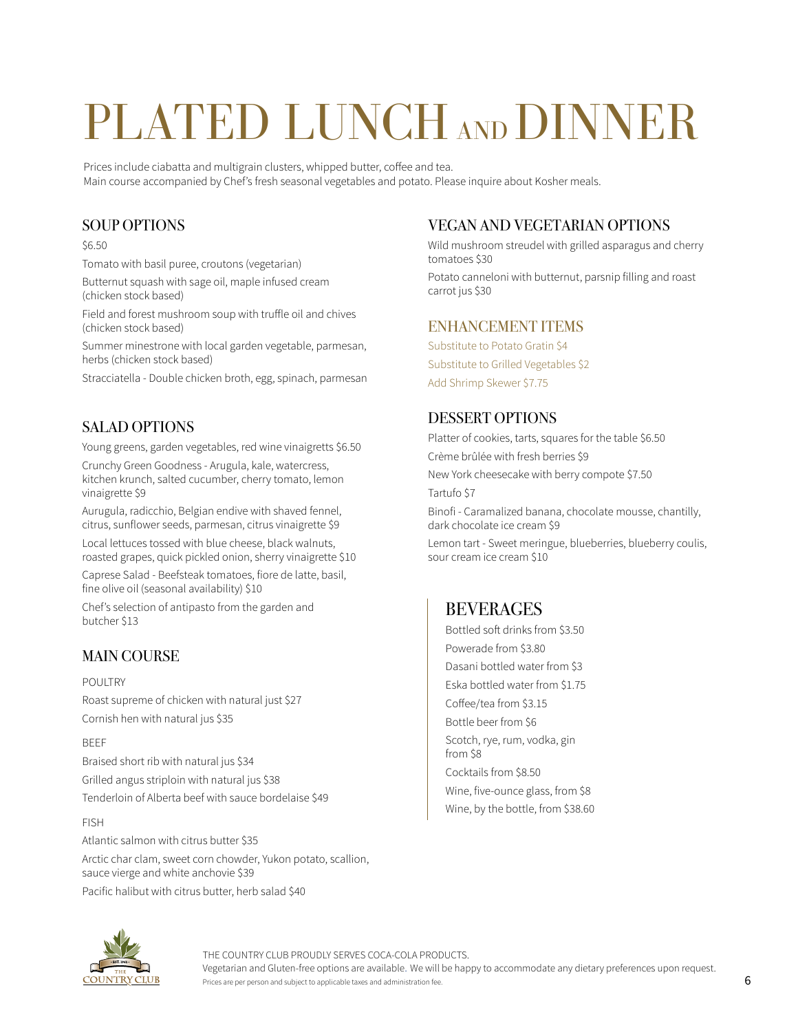# PLATED LUNCH AND DINNER

Prices include ciabatta and multigrain clusters, whipped butter, coffee and tea.
Main course accompanied by Chef's fresh seasonal vegetables and potato. Please inquire about Kosher meals.

## SOUP OPTIONS

$6.50

Tomato with basil puree, croutons (vegetarian)

Butternut squash with sage oil, maple infused cream (chicken stock based)

Field and forest mushroom soup with truffle oil and chives (chicken stock based)

Summer minestrone with local garden vegetable, parmesan, herbs (chicken stock based)

Stracciatella - Double chicken broth, egg, spinach, parmesan

## SALAD OPTIONS

Young greens, garden vegetables, red wine vinaigretts $6.50

Crunchy Green Goodness - Arugula, kale, watercress, kitchen krunch, salted cucumber, cherry tomato, lemon vinaigrette $9

Aurugula, radicchio, Belgian endive with shaved fennel, citrus, sunflower seeds, parmesan, citrus vinaigrette $9

Local lettuces tossed with blue cheese, black walnuts, roasted grapes, quick pickled onion, sherry vinaigrette $10

Caprese Salad - Beefsteak tomatoes, fiore de latte, basil, fine olive oil (seasonal availability) $10

Chef's selection of antipasto from the garden and butcher $13

## MAIN COURSE

POULTRY

Roast supreme of chicken with natural just $27

Cornish hen with natural jus $35

BEEF

Braised short rib with natural jus $34

Grilled angus striploin with natural jus $38

Tenderloin of Alberta beef with sauce bordelaise $49

FISH

Atlantic salmon with citrus butter $35

Arctic char clam, sweet corn chowder, Yukon potato, scallion, sauce vierge and white anchovie $39

Pacific halibut with citrus butter, herb salad $40

## VEGAN AND VEGETARIAN OPTIONS

Wild mushroom streudel with grilled asparagus and cherry tomatoes $30

Potato canneloni with butternut, parsnip filling and roast carrot jus $30

## ENHANCEMENT ITEMS

Substitute to Potato Gratin $4

Substitute to Grilled Vegetables $2

Add Shrimp Skewer $7.75

## DESSERT OPTIONS

Platter of cookies, tarts, squares for the table $6.50

Crème brûlée with fresh berries $9

New York cheesecake with berry compote $7.50

Tartufo $7

Binofi - Caramalized banana, chocolate mousse, chantilly, dark chocolate ice cream $9

Lemon tart - Sweet meringue, blueberries, blueberry coulis, sour cream ice cream $10

## BEVERAGES

Bottled soft drinks from $3.50

Powerade from $3.80

Dasani bottled water from $3

Eska bottled water from $1.75

Coffee/tea from $3.15

Bottle beer from $6

Scotch, rye, rum, vodka, gin from $8

Cocktails from $8.50

Wine, five-ounce glass, from $8

Wine, by the bottle, from $38.60

THE COUNTRY CLUB PROUDLY SERVES COCA-COLA PRODUCTS.
Vegetarian and Gluten-free options are available. We will be happy to accommodate any dietary preferences upon request.
Prices are per person and subject to applicable taxes and administration fee.